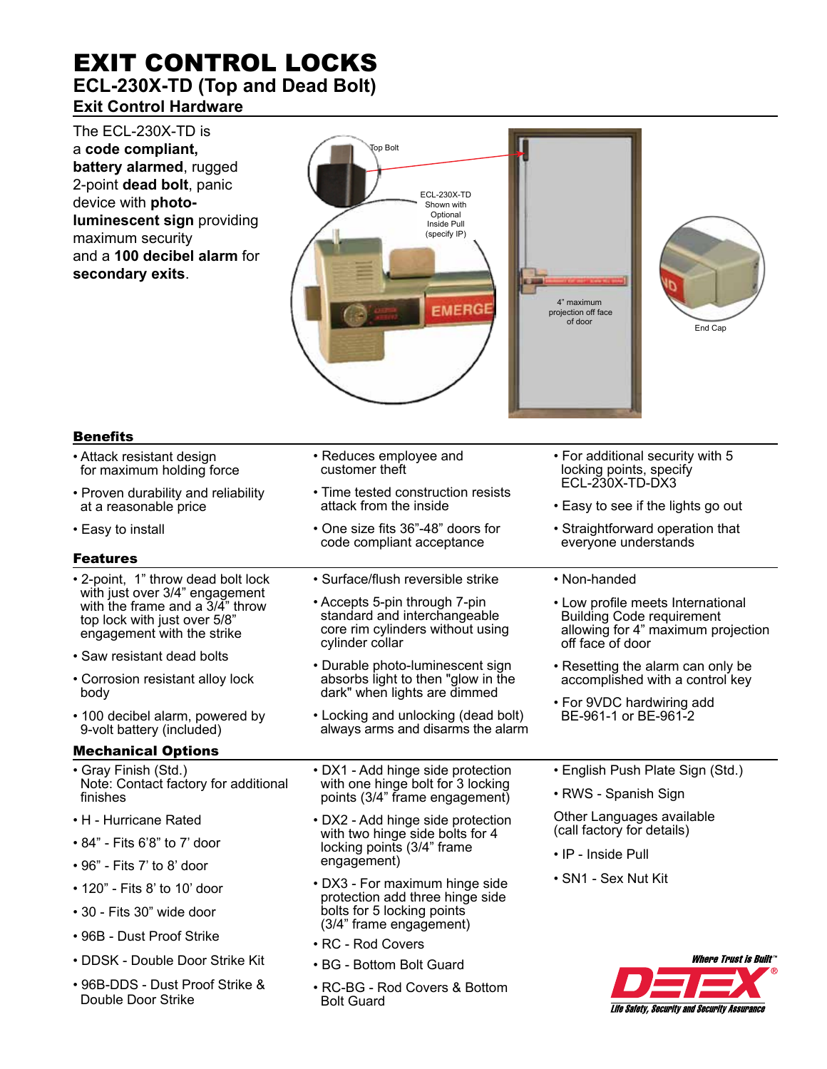# EXIT CONTROL LOCKS

## ECL-230X-TD (Top and Dead Bolt)

### Exit Control Hardware

The ECL-230X-TD is a **code compliant, battery alarmed**, rugged 2-point **dead bolt**, panic device with **photo-luminescent sign** providing maximum security and a **100 decibel alarm** for **secondary exits**.

Top Bolt

ECL-230X-TD Shown with Optional Inside Pull (specify IP)

4" maximum projection off face of door

End Cap

### Benefits

- Attack resistant design for maximum holding force
- Proven durability and reliability at a reasonable price
- Easy to install
- Reduces employee and customer theft
- Time tested construction resists attack from the inside
- One size fits 36"-48" doors for code compliant acceptance
- For additional security with 5 locking points, specify ECL-230X-TD-DX3
- Easy to see if the lights go out
- Straightforward operation that everyone understands

### Features

- 2-point, 1" throw dead bolt lock with just over 3/4" engagement with the frame and a 3/4" throw top lock with just over 5/8" engagement with the strike
- Saw resistant dead bolts
- Corrosion resistant alloy lock body
- 100 decibel alarm, powered by 9-volt battery (included)
- Surface/flush reversible strike
- Accepts 5-pin through 7-pin standard and interchangeable core rim cylinders without using cylinder collar
- Durable photo-luminescent sign absorbs light to then "glow in the dark" when lights are dimmed
- Locking and unlocking (dead bolt) always arms and disarms the alarm
- Non-handed
- Low profile meets International Building Code requirement allowing for 4" maximum projection off face of door
- Resetting the alarm can only be accomplished with a control key
- For 9VDC hardwiring add BE-961-1 or BE-961-2

### Mechanical Options

- Gray Finish (Std.)
  Note: Contact factory for additional finishes
- H - Hurricane Rated
- 84" - Fits 6'8" to 7' door
- 96" - Fits 7' to 8' door
- 120" - Fits 8' to 10' door
- 30 - Fits 30" wide door
- 96B - Dust Proof Strike
- DDSK - Double Door Strike Kit
- 96B-DDS - Dust Proof Strike & Double Door Strike
- DX1 - Add hinge side protection with one hinge bolt for 3 locking points (3/4" frame engagement)
- DX2 - Add hinge side protection with two hinge side bolts for 4 locking points (3/4" frame engagement)
- DX3 - For maximum hinge side protection add three hinge side bolts for 5 locking points (3/4" frame engagement)
- RC - Rod Covers
- BG - Bottom Bolt Guard
- RC-BG - Rod Covers & Bottom Bolt Guard
- English Push Plate Sign (Std.)
- RWS - Spanish Sign

Other Languages available (call factory for details)

- IP - Inside Pull
- SN1 - Sex Nut Kit

Where Trust is Built™

DETEX®

Life Safety, Security and Security Assurance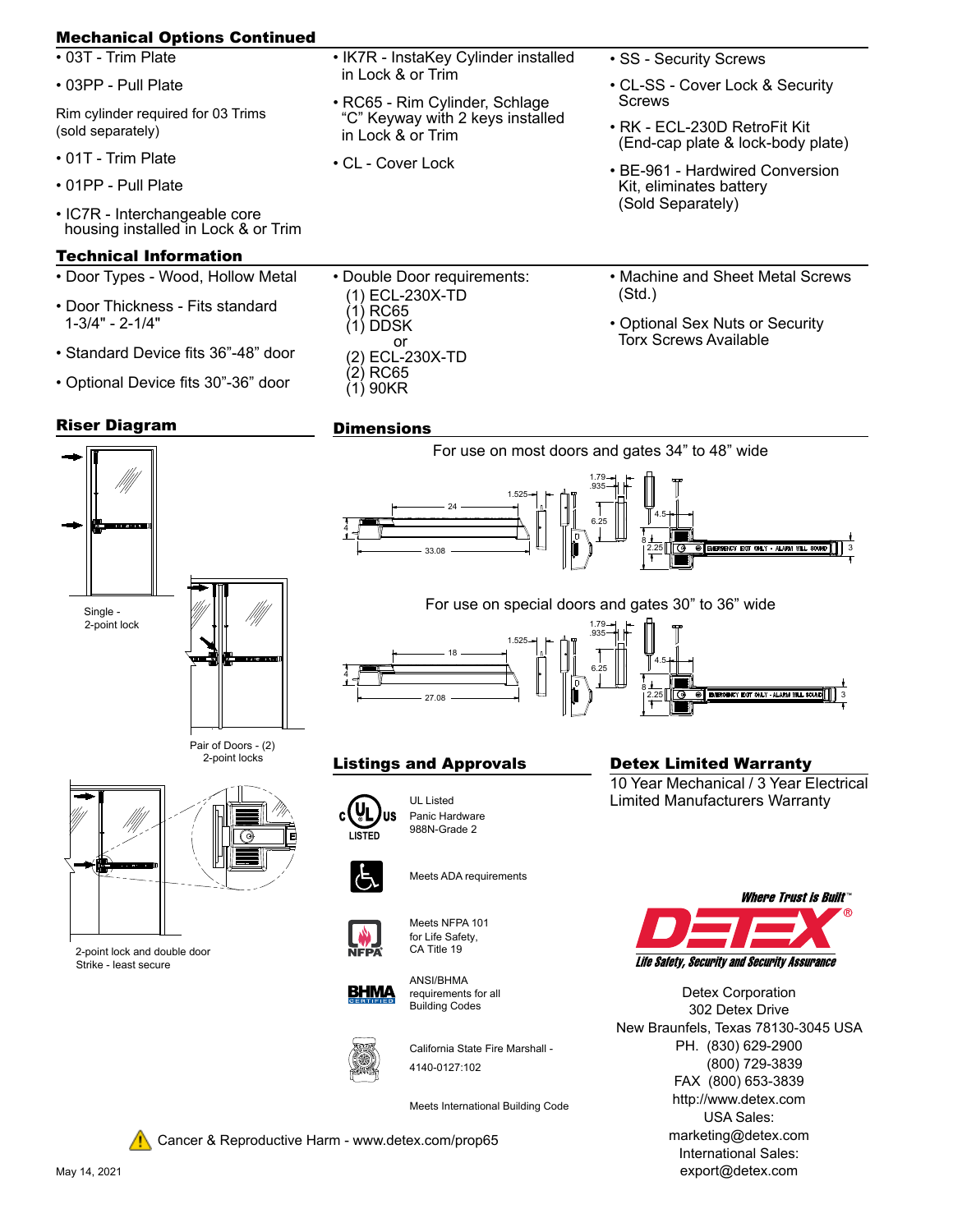## Mechanical Options Continued

- 03T - Trim Plate
- 03PP - Pull Plate

Rim cylinder required for 03 Trims (sold separately)

- 01T - Trim Plate
- 01PP - Pull Plate
- IC7R - Interchangeable core housing installed in Lock & or Trim
- IK7R - InstaKey Cylinder installed in Lock & or Trim
- RC65 - Rim Cylinder, Schlage "C" Keyway with 2 keys installed in Lock & or Trim
- CL - Cover Lock
- SS - Security Screws
- CL-SS - Cover Lock & Security Screws
- RK - ECL-230D RetroFit Kit (End-cap plate & lock-body plate)
- BE-961 - Hardwired Conversion Kit, eliminates battery (Sold Separately)

## Technical Information

- Door Types - Wood, Hollow Metal
- Door Thickness - Fits standard 1-3/4" - 2-1/4"
- Standard Device fits 36"-48" door
- Optional Device fits 30"-36" door
- Double Door requirements:
  (1) ECL-230X-TD
  (1) RC65
  (1) DDSK
  or
  (2) ECL-230X-TD
  (2) RC65
  (1) 90KR
- Machine and Sheet Metal Screws (Std.)
- Optional Sex Nuts or Security Torx Screws Available

## Riser Diagram

Single - 2-point lock

Pair of Doors - (2) 2-point locks

2-point lock and double door Strike - least secure

## Dimensions

For use on most doors and gates 34" to 48" wide

1.79
.935
1.525
24
6.25
4.5
4
8
2.25
33.08
3
EMERGENCY EXIT ONLY - ALARM WILL SOUND

For use on special doors and gates 30" to 36" wide

1.79
.935
1.525
18
6.25
4.5
4
8
2.25
27.08
3
EMERGENCY EXIT ONLY - ALARM WILL SOUND

## Listings and Approvals

UL Listed
Panic Hardware
988N-Grade 2

Meets ADA requirements

Meets NFPA 101 for Life Safety, CA Title 19

ANSI/BHMA requirements for all Building Codes

California State Fire Marshall - 4140-0127:102

Meets International Building Code

## Detex Limited Warranty

10 Year Mechanical / 3 Year Electrical Limited Manufacturers Warranty

*Where Trust Is Built™*

DETEX®

*Life Safety, Security and Security Assurance*

Detex Corporation
302 Detex Drive
New Braunfels, Texas 78130-3045 USA
PH. (830) 629-2900
(800) 729-3839
FAX (800) 653-3839
http://www.detex.com
USA Sales:
marketing@detex.com
International Sales:
export@detex.com

Cancer & Reproductive Harm - www.detex.com/prop65

May 14, 2021